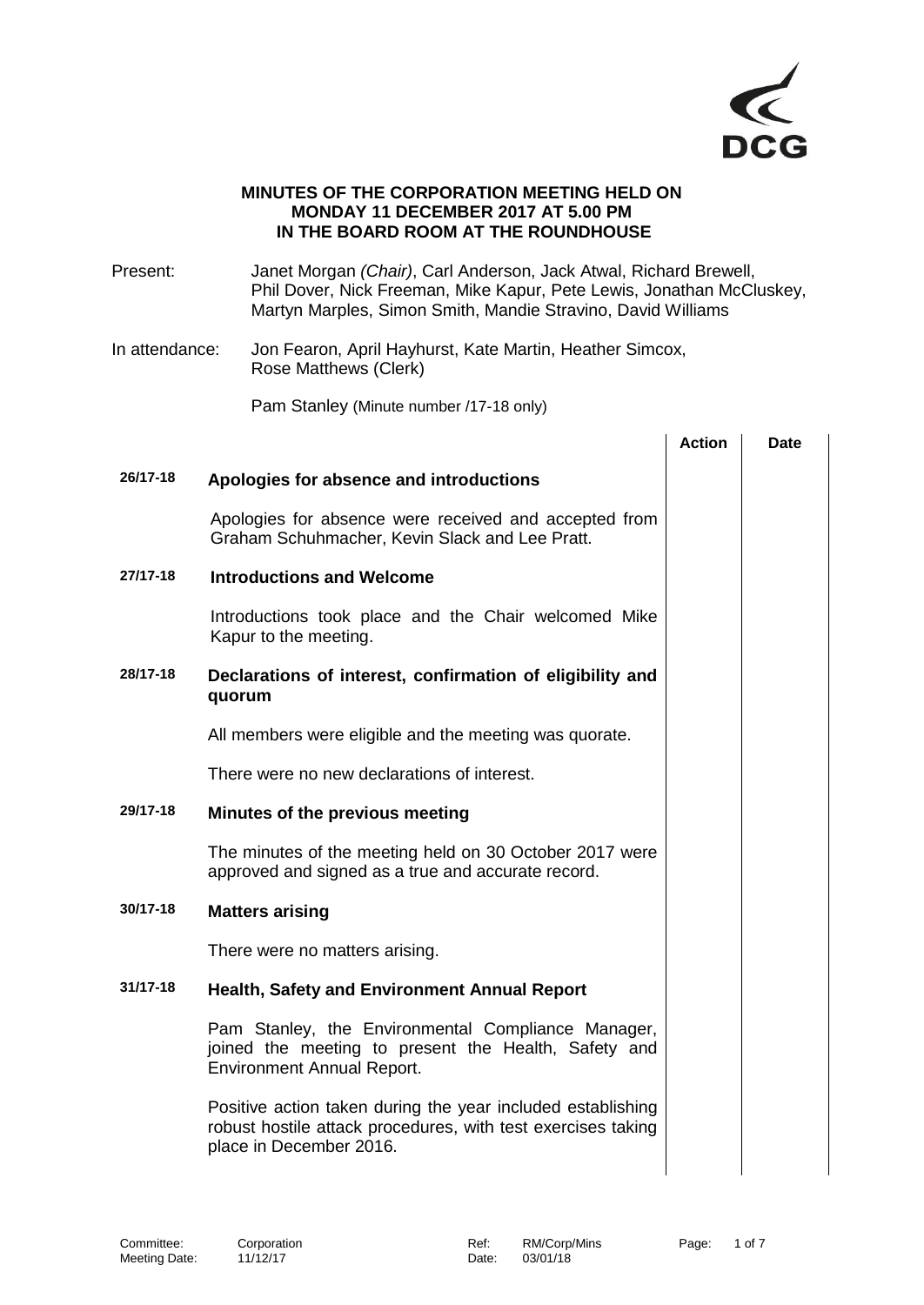**MINUTES OF THE CORPORATION MEETING HELD ON MONDAY 11 DECEMBER 2017 AT 5.00 PM IN THE BOARD ROOM AT THE ROUNDHOUSE**

Present: Janet Morgan *(Chair)*, Carl Anderson, Jack Atwal, Richard Brewell, Phil Dover, Nick Freeman, Mike Kapur, Pete Lewis, Jonathan McCluskey, Martyn Marples, Simon Smith, Mandie Stravino, David Williams

In attendance: Jon Fearon, April Hayhurst, Kate Martin, Heather Simcox, Rose Matthews (Clerk)

Pam Stanley (Minute number /17-18 only)

| | | Action | Date |
|---|---|---|---|
| **26/17-18** | **Apologies for absence and introductions** | | |
| | Apologies for absence were received and accepted from Graham Schuhmacher, Kevin Slack and Lee Pratt. | | |
| **27/17-18** | **Introductions and Welcome** | | |
| | Introductions took place and the Chair welcomed Mike Kapur to the meeting. | | |
| **28/17-18** | **Declarations of interest, confirmation of eligibility and quorum** | | |
| | All members were eligible and the meeting was quorate. | | |
| | There were no new declarations of interest. | | |
| **29/17-18** | **Minutes of the previous meeting** | | |
| | The minutes of the meeting held on 30 October 2017 were approved and signed as a true and accurate record. | | |
| **30/17-18** | **Matters arising** | | |
| | There were no matters arising. | | |
| **31/17-18** | **Health, Safety and Environment Annual Report** | | |
| | Pam Stanley, the Environmental Compliance Manager, joined the meeting to present the Health, Safety and Environment Annual Report. | | |
| | Positive action taken during the year included establishing robust hostile attack procedures, with test exercises taking place in December 2016. | | |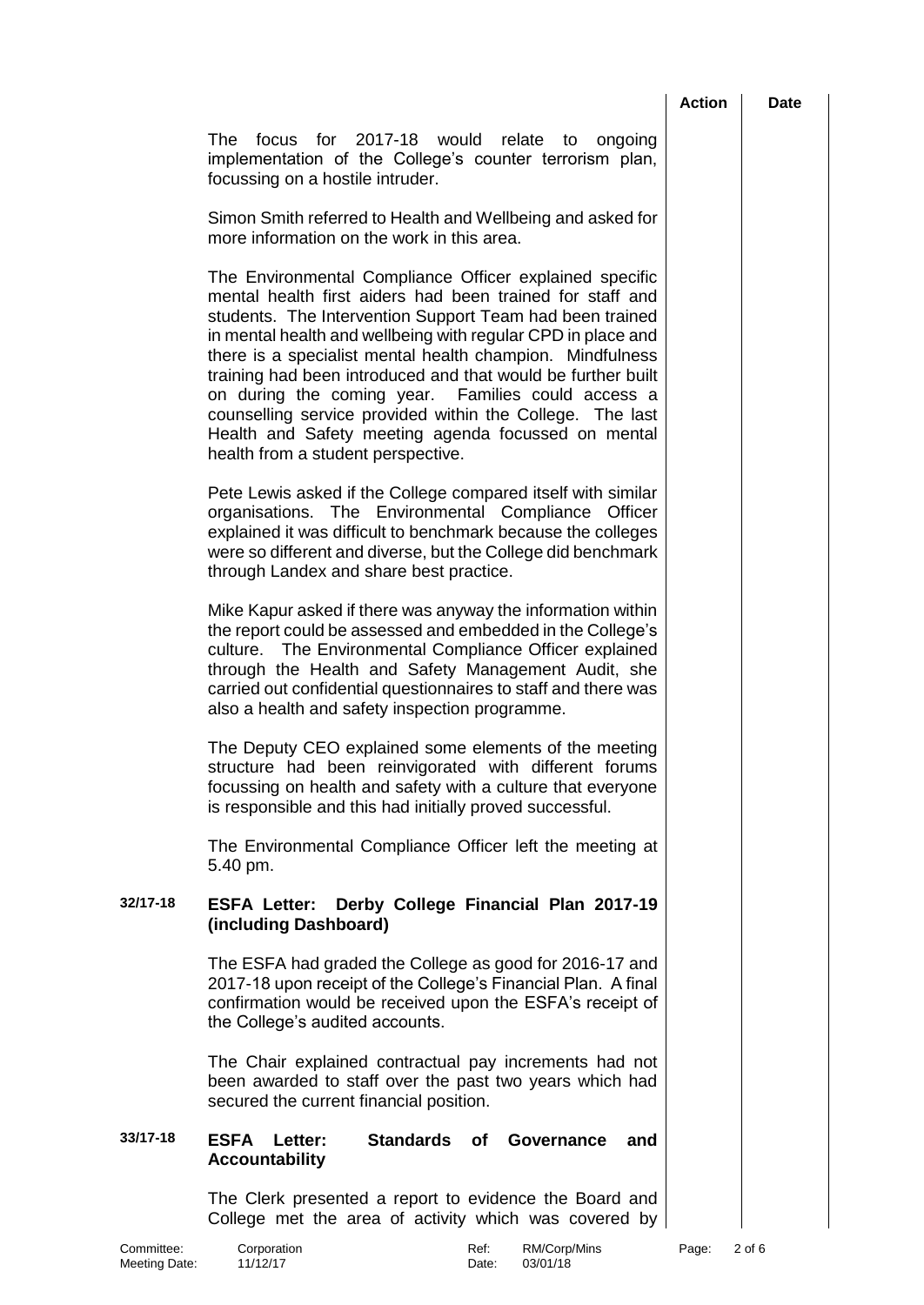The focus for 2017-18 would relate to ongoing implementation of the College's counter terrorism plan, focussing on a hostile intruder.

Simon Smith referred to Health and Wellbeing and asked for more information on the work in this area.

The Environmental Compliance Officer explained specific mental health first aiders had been trained for staff and students. The Intervention Support Team had been trained in mental health and wellbeing with regular CPD in place and there is a specialist mental health champion. Mindfulness training had been introduced and that would be further built on during the coming year. Families could access a counselling service provided within the College. The last Health and Safety meeting agenda focussed on mental health from a student perspective.

Pete Lewis asked if the College compared itself with similar organisations. The Environmental Compliance Officer explained it was difficult to benchmark because the colleges were so different and diverse, but the College did benchmark through Landex and share best practice.

Mike Kapur asked if there was anyway the information within the report could be assessed and embedded in the College's culture. The Environmental Compliance Officer explained through the Health and Safety Management Audit, she carried out confidential questionnaires to staff and there was also a health and safety inspection programme.

The Deputy CEO explained some elements of the meeting structure had been reinvigorated with different forums focussing on health and safety with a culture that everyone is responsible and this had initially proved successful.

The Environmental Compliance Officer left the meeting at 5.40 pm.

## 32/17-18 ESFA Letter: Derby College Financial Plan 2017-19 (including Dashboard)

The ESFA had graded the College as good for 2016-17 and 2017-18 upon receipt of the College's Financial Plan. A final confirmation would be received upon the ESFA's receipt of the College's audited accounts.

The Chair explained contractual pay increments had not been awarded to staff over the past two years which had secured the current financial position.

## 33/17-18 ESFA Letter: Standards of Governance and Accountability

The Clerk presented a report to evidence the Board and College met the area of activity which was covered by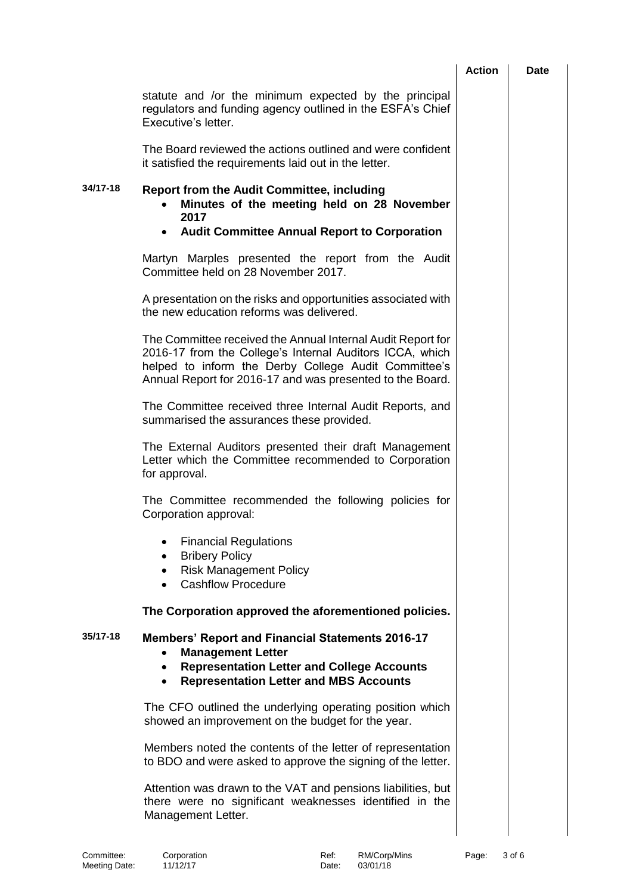| | | Action | Date |
|---|---|---|---|
| | statute and /or the minimum expected by the principal regulators and funding agency outlined in the ESFA's Chief Executive's letter. | | |
| | The Board reviewed the actions outlined and were confident it satisfied the requirements laid out in the letter. | | |

**34/17-18** **Report from the Audit Committee, including**

- **Minutes of the meeting held on 28 November 2017**
- **Audit Committee Annual Report to Corporation**

Martyn Marples presented the report from the Audit Committee held on 28 November 2017.

A presentation on the risks and opportunities associated with the new education reforms was delivered.

The Committee received the Annual Internal Audit Report for 2016-17 from the College's Internal Auditors ICCA, which helped to inform the Derby College Audit Committee's Annual Report for 2016-17 and was presented to the Board.

The Committee received three Internal Audit Reports, and summarised the assurances these provided.

The External Auditors presented their draft Management Letter which the Committee recommended to Corporation for approval.

The Committee recommended the following policies for Corporation approval:

- Financial Regulations
- Bribery Policy
- Risk Management Policy
- Cashflow Procedure

**The Corporation approved the aforementioned policies.**

**35/17-18** **Members' Report and Financial Statements 2016-17**

- **Management Letter**
- **Representation Letter and College Accounts**
- **Representation Letter and MBS Accounts**

The CFO outlined the underlying operating position which showed an improvement on the budget for the year.

Members noted the contents of the letter of representation to BDO and were asked to approve the signing of the letter.

Attention was drawn to the VAT and pensions liabilities, but there were no significant weaknesses identified in the Management Letter.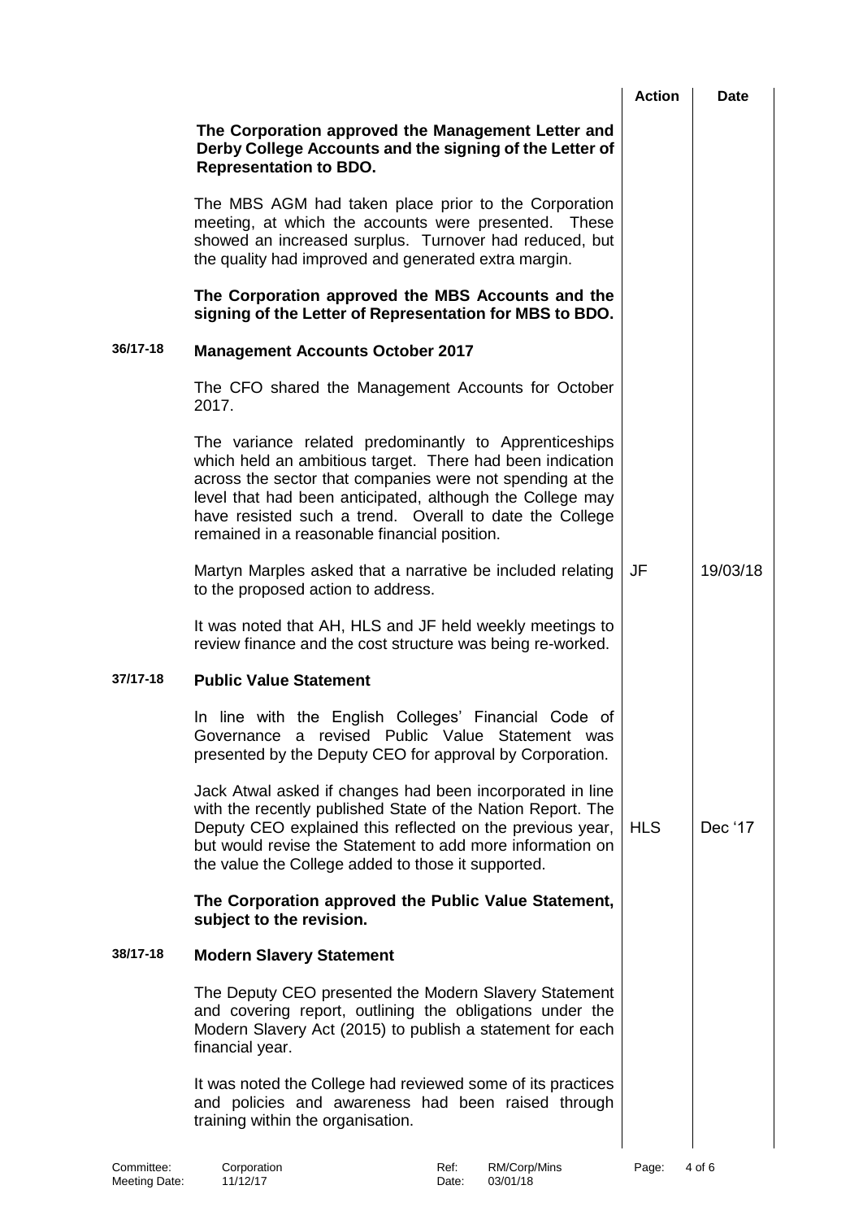| | | Action | Date |
|---|---|---|---|
| | **The Corporation approved the Management Letter and Derby College Accounts and the signing of the Letter of Representation to BDO.** | | |
| | The MBS AGM had taken place prior to the Corporation meeting, at which the accounts were presented. These showed an increased surplus. Turnover had reduced, but the quality had improved and generated extra margin. | | |
| | **The Corporation approved the MBS Accounts and the signing of the Letter of Representation for MBS to BDO.** | | |
| **36/17-18** | **Management Accounts October 2017** | | |
| | The CFO shared the Management Accounts for October 2017. | | |
| | The variance related predominantly to Apprenticeships which held an ambitious target. There had been indication across the sector that companies were not spending at the level that had been anticipated, although the College may have resisted such a trend. Overall to date the College remained in a reasonable financial position. | | |
| | Martyn Marples asked that a narrative be included relating to the proposed action to address. | JF | 19/03/18 |
| | It was noted that AH, HLS and JF held weekly meetings to review finance and the cost structure was being re-worked. | | |
| **37/17-18** | **Public Value Statement** | | |
| | In line with the English Colleges' Financial Code of Governance a revised Public Value Statement was presented by the Deputy CEO for approval by Corporation. | | |
| | Jack Atwal asked if changes had been incorporated in line with the recently published State of the Nation Report. The Deputy CEO explained this reflected on the previous year, but would revise the Statement to add more information on the value the College added to those it supported. | HLS | Dec '17 |
| | **The Corporation approved the Public Value Statement, subject to the revision.** | | |
| **38/17-18** | **Modern Slavery Statement** | | |
| | The Deputy CEO presented the Modern Slavery Statement and covering report, outlining the obligations under the Modern Slavery Act (2015) to publish a statement for each financial year. | | |
| | It was noted the College had reviewed some of its practices and policies and awareness had been raised through training within the organisation. | | |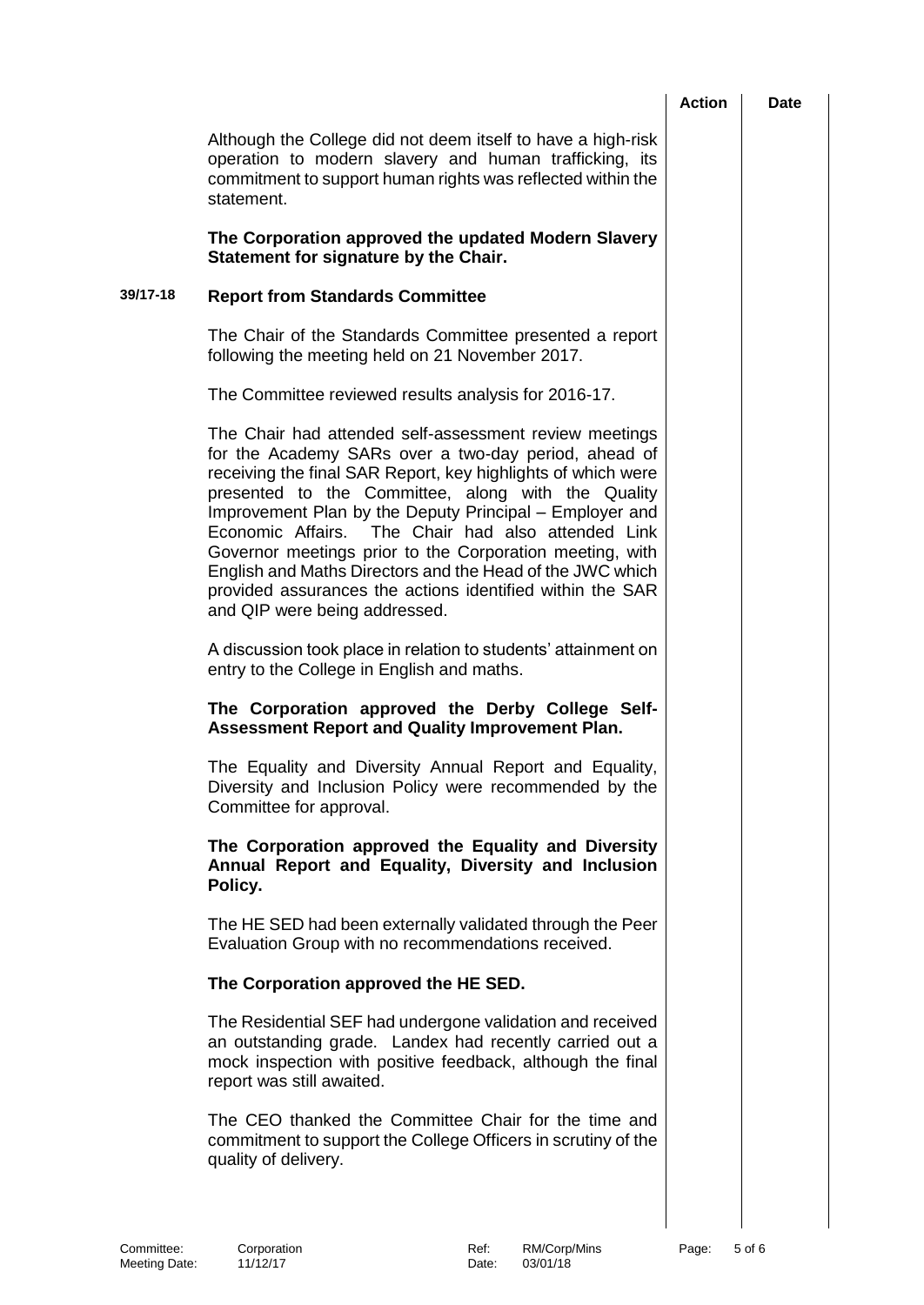| | | Action | Date |
|---|---|---|---|
| | Although the College did not deem itself to have a high-risk operation to modern slavery and human trafficking, its commitment to support human rights was reflected within the statement. | | |
| | **The Corporation approved the updated Modern Slavery Statement for signature by the Chair.** | | |
| **39/17-18** | **Report from Standards Committee** | | |
| | The Chair of the Standards Committee presented a report following the meeting held on 21 November 2017. | | |
| | The Committee reviewed results analysis for 2016-17. | | |
| | The Chair had attended self-assessment review meetings for the Academy SARs over a two-day period, ahead of receiving the final SAR Report, key highlights of which were presented to the Committee, along with the Quality Improvement Plan by the Deputy Principal – Employer and Economic Affairs. The Chair had also attended Link Governor meetings prior to the Corporation meeting, with English and Maths Directors and the Head of the JWC which provided assurances the actions identified within the SAR and QIP were being addressed. | | |
| | A discussion took place in relation to students' attainment on entry to the College in English and maths. | | |
| | **The Corporation approved the Derby College Self-Assessment Report and Quality Improvement Plan.** | | |
| | The Equality and Diversity Annual Report and Equality, Diversity and Inclusion Policy were recommended by the Committee for approval. | | |
| | **The Corporation approved the Equality and Diversity Annual Report and Equality, Diversity and Inclusion Policy.** | | |
| | The HE SED had been externally validated through the Peer Evaluation Group with no recommendations received. | | |
| | **The Corporation approved the HE SED.** | | |
| | The Residential SEF had undergone validation and received an outstanding grade. Landex had recently carried out a mock inspection with positive feedback, although the final report was still awaited. | | |
| | The CEO thanked the Committee Chair for the time and commitment to support the College Officers in scrutiny of the quality of delivery. | | |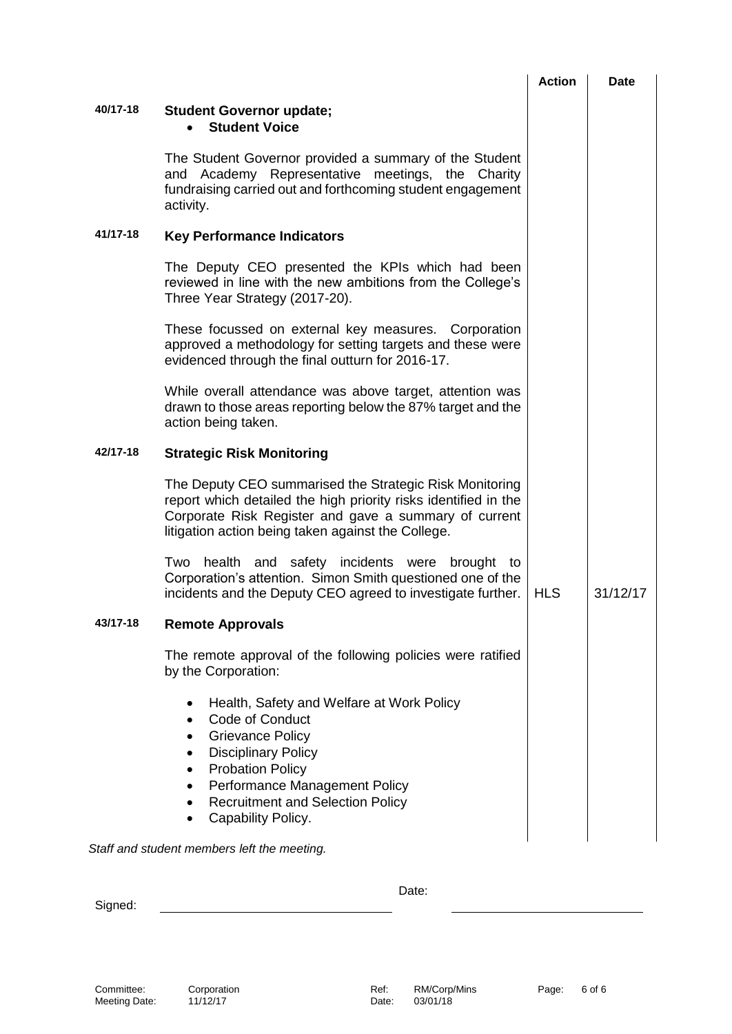| | | Action | Date |
|---|---|---|---|
| **40/17-18** | **Student Governor update;**<br>• **Student Voice**<br><br>The Student Governor provided a summary of the Student and Academy Representative meetings, the Charity fundraising carried out and forthcoming student engagement activity. | | |
| **41/17-18** | **Key Performance Indicators**<br><br>The Deputy CEO presented the KPIs which had been reviewed in line with the new ambitions from the College's Three Year Strategy (2017-20).<br><br>These focussed on external key measures. Corporation approved a methodology for setting targets and these were evidenced through the final outturn for 2016-17.<br><br>While overall attendance was above target, attention was drawn to those areas reporting below the 87% target and the action being taken. | | |
| **42/17-18** | **Strategic Risk Monitoring**<br><br>The Deputy CEO summarised the Strategic Risk Monitoring report which detailed the high priority risks identified in the Corporate Risk Register and gave a summary of current litigation action being taken against the College.<br><br>Two health and safety incidents were brought to Corporation's attention. Simon Smith questioned one of the incidents and the Deputy CEO agreed to investigate further. | HLS | 31/12/17 |
| **43/17-18** | **Remote Approvals**<br><br>The remote approval of the following policies were ratified by the Corporation:<br><br>• Health, Safety and Welfare at Work Policy<br>• Code of Conduct<br>• Grievance Policy<br>• Disciplinary Policy<br>• Probation Policy<br>• Performance Management Policy<br>• Recruitment and Selection Policy<br>• Capability Policy. | | |

*Staff and student members left the meeting.*

Signed: ______________________ Date: ______________________